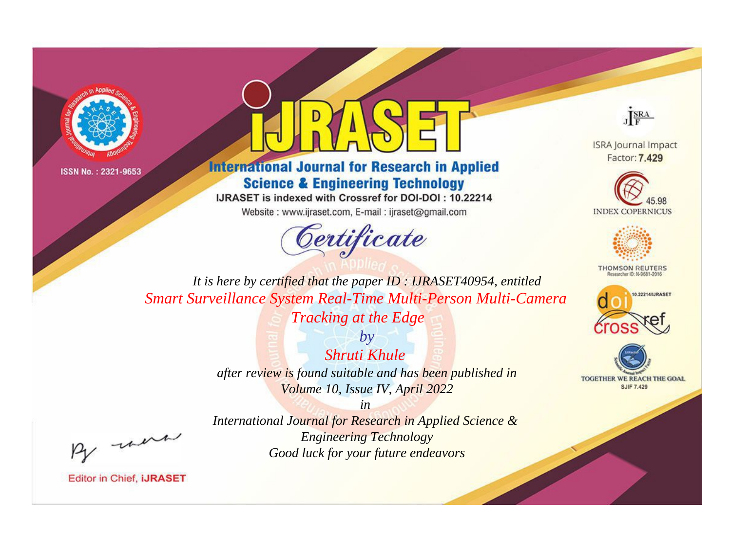ISSN No. : 2321-9653

# iJRASET

## International Journal for Research in Applied Science & Engineering Technology

IJRASET is indexed with Crossref for DOI-DOI : 10.22214

Website : www.ijraset.com, E-mail : ijraset@gmail.com

ISRA Journal Impact Factor: **7.429**

45.98 INDEX COPERNICUS

THOMSON REUTERS Researcher ID: N-9681-2016

10.22214/IJRASET

TOGETHER WE REACH THE GOAL SJIF 7.429

# *Certificate*

*It is here by certified that the paper ID : IJRASET40954, entitled*

*Smart Surveillance System Real-Time Multi-Person Multi-Camera Tracking at the Edge*

*by*

*Shruti Khule*

*after review is found suitable and has been published in*

*Volume 10, Issue IV, April 2022*

*in*

*International Journal for Research in Applied Science & Engineering Technology*

*Good luck for your future endeavors*

Editor in Chief, **iJRASET**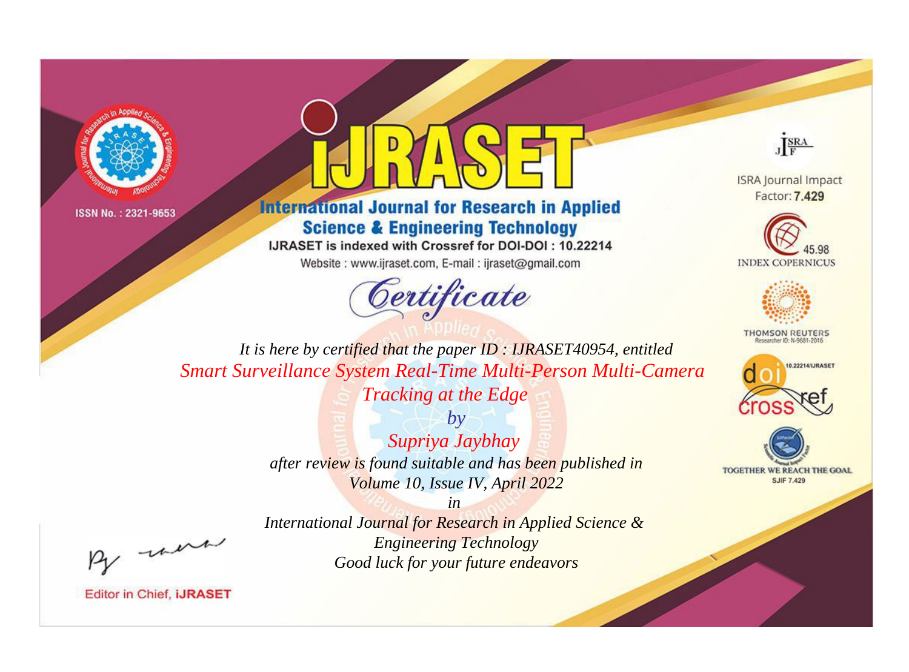ISSN No. : 2321-9653

# International Journal for Research in Applied Science & Engineering Technology

IJRASET is indexed with Crossref for DOI-DOI : 10.22214

Website : www.ijraset.com, E-mail : ijraset@gmail.com

## *Certificate*

*It is here by certified that the paper ID : IJRASET40954, entitled*

*Smart Surveillance System Real-Time Multi-Person Multi-Camera Tracking at the Edge*

*by*

*Supriya Jaybhay*

*after review is found suitable and has been published in*

*Volume 10, Issue IV, April 2022*

*in*

*International Journal for Research in Applied Science & Engineering Technology*

*Good luck for your future endeavors*

ISRA Journal Impact Factor: **7.429**

45.98 INDEX COPERNICUS

THOMSON REUTERS Researcher ID: N-9681-2016

10.22214/IJRASET

TOGETHER WE REACH THE GOAL SJIF 7.429

Editor in Chief, **iJRASET**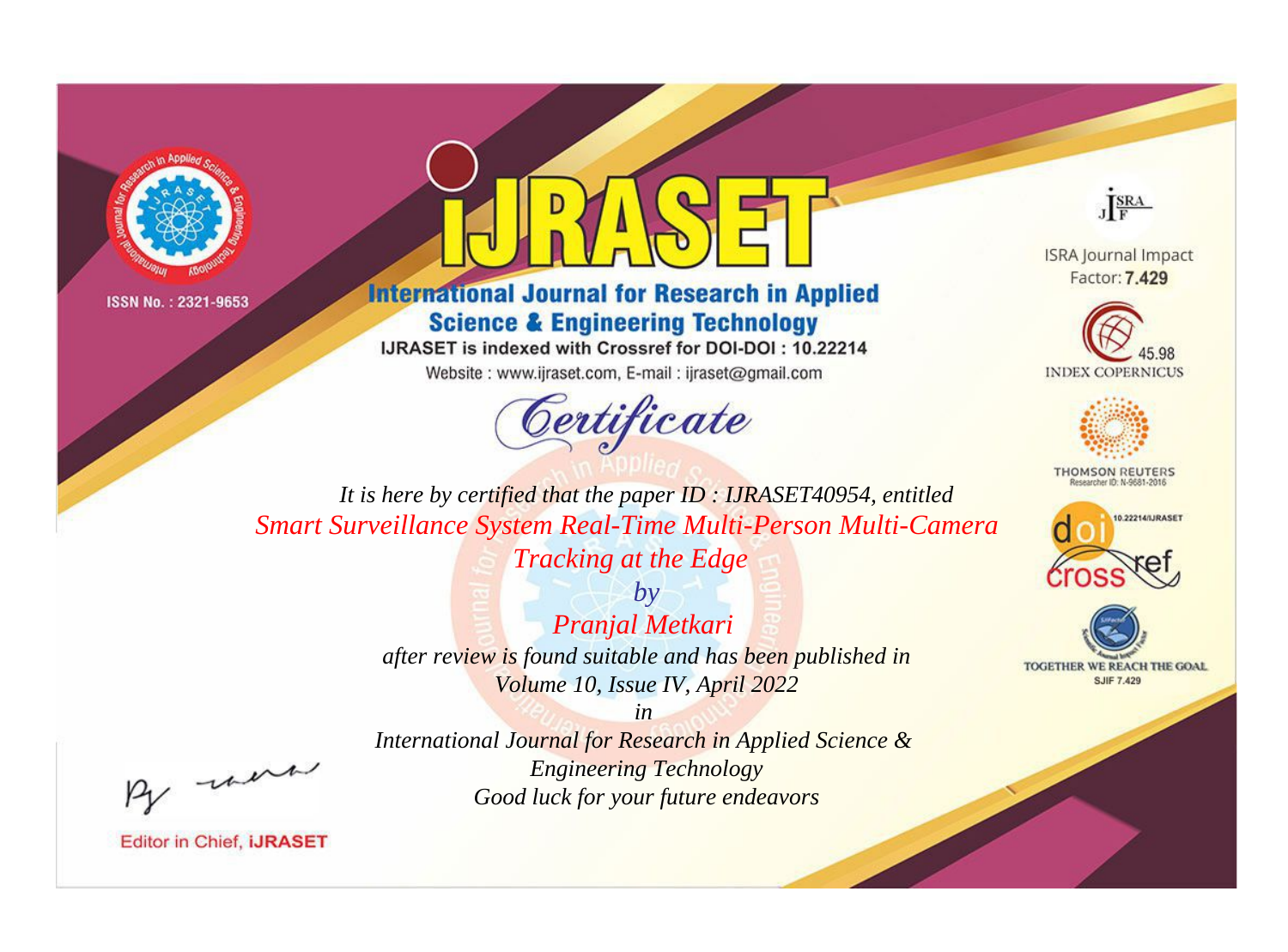ISSN No. : 2321-9653

# iJRASET

## International Journal for Research in Applied Science & Engineering Technology

IJRASET is indexed with Crossref for DOI-DOI : 10.22214

Website : www.ijraset.com, E-mail : ijraset@gmail.com

*Certificate*

ISRA Journal Impact Factor: **7.429**

45.98 INDEX COPERNICUS

THOMSON REUTERS Researcher ID: N-9681-2016

10.22214/IJRASET

TOGETHER WE REACH THE GOAL SJIF 7.429

*It is here by certified that the paper ID : IJRASET40954, entitled*

*Smart Surveillance System Real-Time Multi-Person Multi-Camera Tracking at the Edge*

*by*

*Pranjal Metkari*

*after review is found suitable and has been published in*

*Volume 10, Issue IV, April 2022*

*in*

*International Journal for Research in Applied Science & Engineering Technology*

*Good luck for your future endeavors*

Editor in Chief, **iJRASET**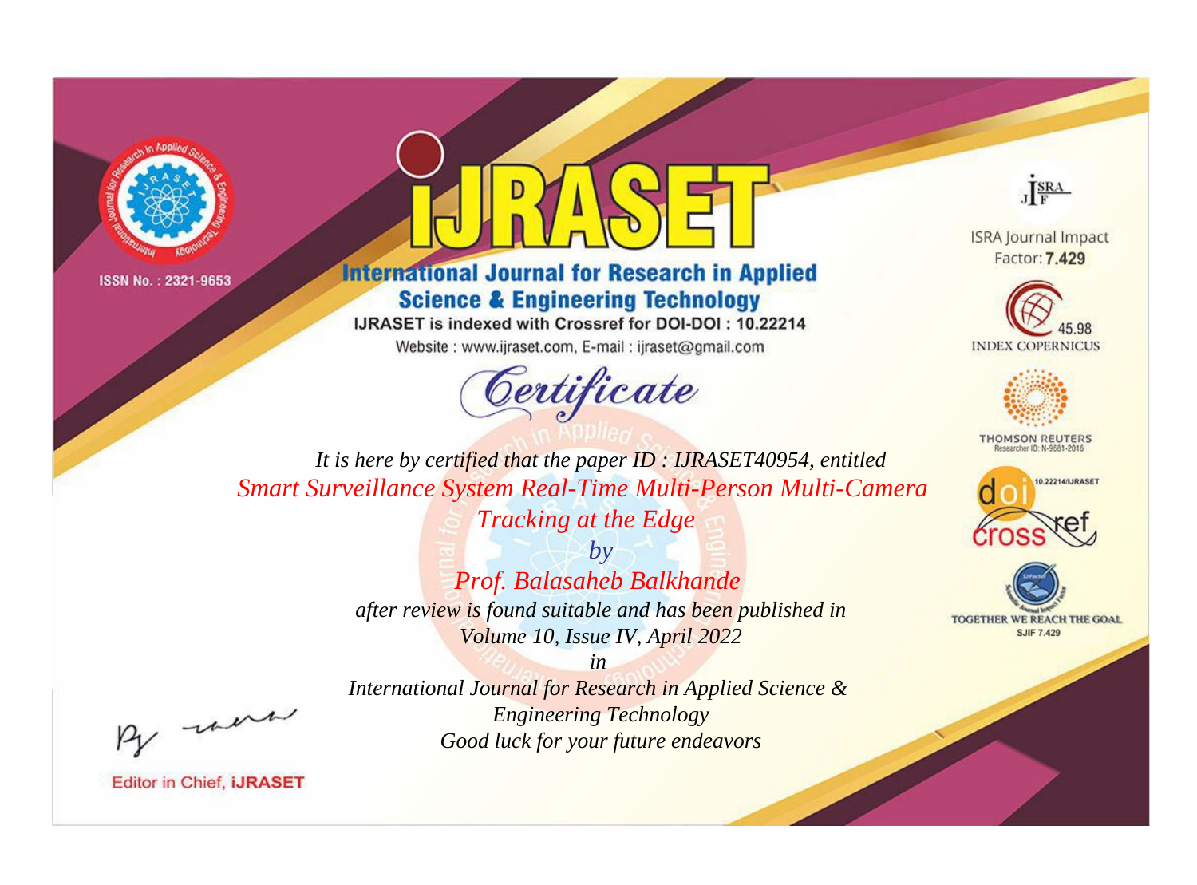ISSN No. : 2321-9653

# IJRASET

## International Journal for Research in Applied Science & Engineering Technology

IJRASET is indexed with Crossref for DOI-DOI : 10.22214

Website : www.ijraset.com, E-mail : ijraset@gmail.com

*Certificate*

*It is here by certified that the paper ID : IJRASET40954, entitled*

*Smart Surveillance System Real-Time Multi-Person Multi-Camera Tracking at the Edge*

*by*

*Prof. Balasaheb Balkhande*

*after review is found suitable and has been published in*

*Volume 10, Issue IV, April 2022*

*in*

*International Journal for Research in Applied Science & Engineering Technology*

*Good luck for your future endeavors*

ISRA Journal Impact Factor: **7.429**

45.98 INDEX COPERNICUS

THOMSON REUTERS Researcher ID: N-9681-2016

10.22214/IJRASET

TOGETHER WE REACH THE GOAL SJIF 7.429

Editor in Chief, **iJRASET**